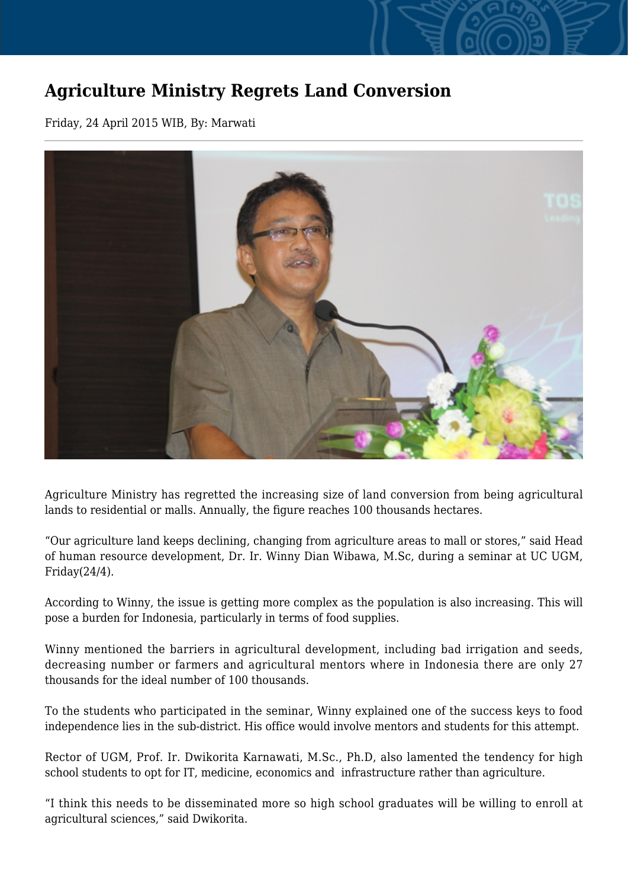# Agriculture Ministry Regrets Land Conversion

Friday, 24 April 2015 WIB, By: Marwati

Agriculture Ministry has regretted the increasing size of land conversion from being agricultural lands to residential or malls. Annually, the figure reaches 100 thousands hectares.

“Our agriculture land keeps declining, changing from agriculture areas to mall or stores,” said Head of human resource development, Dr. Ir. Winny Dian Wibawa, M.Sc, during a seminar at UC UGM, Friday(24/4).

According to Winny, the issue is getting more complex as the population is also increasing. This will pose a burden for Indonesia, particularly in terms of food supplies.

Winny mentioned the barriers in agricultural development, including bad irrigation and seeds, decreasing number or farmers and agricultural mentors where in Indonesia there are only 27 thousands for the ideal number of 100 thousands.

To the students who participated in the seminar, Winny explained one of the success keys to food independence lies in the sub-district. His office would involve mentors and students for this attempt.

Rector of UGM, Prof. Ir. Dwikorita Karnawati, M.Sc., Ph.D, also lamented the tendency for high school students to opt for IT, medicine, economics and  infrastructure rather than agriculture.

“I think this needs to be disseminated more so high school graduates will be willing to enroll at agricultural sciences,” said Dwikorita.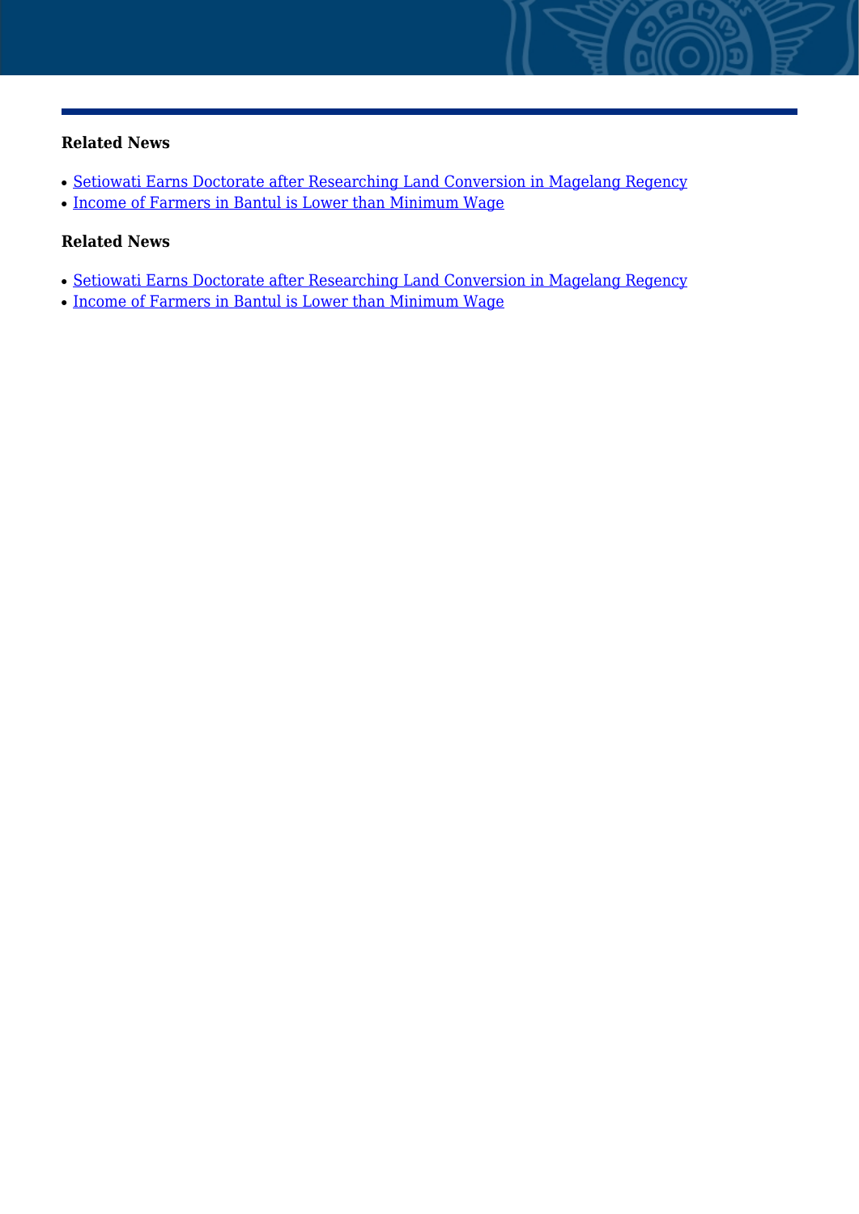**Related News**

- Setiowati Earns Doctorate after Researching Land Conversion in Magelang Regency
- Income of Farmers in Bantul is Lower than Minimum Wage

**Related News**

- Setiowati Earns Doctorate after Researching Land Conversion in Magelang Regency
- Income of Farmers in Bantul is Lower than Minimum Wage